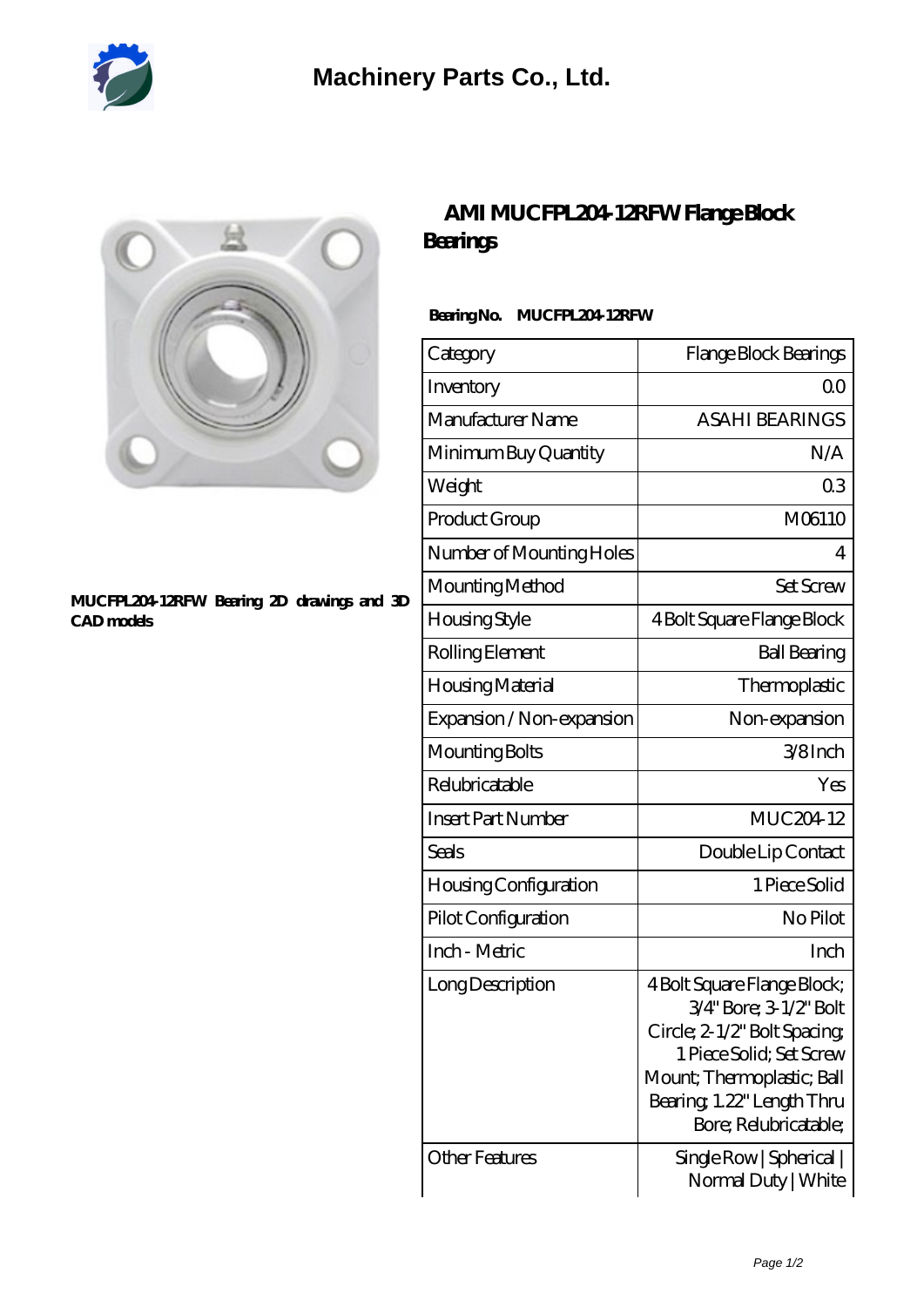# Machinery Parts Co., Ltd.

## AMI MUCFPL204-12RFW Flange Block Bearings

MUCFPL204-12RFW Bearing 2D drawings and 3D CAD models

**Bearing No. MUCFPL204-12RFW**

| Category | Flange Block Bearings |
| --- | --- |
| Inventory | 0.0 |
| Manufacturer Name | ASAHI BEARINGS |
| Minimum Buy Quantity | N/A |
| Weight | 0.3 |
| Product Group | M06110 |
| Number of Mounting Holes | 4 |
| Mounting Method | Set Screw |
| Housing Style | 4 Bolt Square Flange Block |
| Rolling Element | Ball Bearing |
| Housing Material | Thermoplastic |
| Expansion / Non-expansion | Non-expansion |
| Mounting Bolts | 3/8 Inch |
| Relubricatable | Yes |
| Insert Part Number | MUC204-12 |
| Seals | Double Lip Contact |
| Housing Configuration | 1 Piece Solid |
| Pilot Configuration | No Pilot |
| Inch - Metric | Inch |
| Long Description | 4 Bolt Square Flange Block; 3/4" Bore; 3-1/2" Bolt Circle; 2-1/2" Bolt Spacing; 1 Piece Solid; Set Screw Mount; Thermoplastic; Ball Bearing; 1.22" Length Thru Bore; Relubricatable; |
| Other Features | Single Row \| Spherical \| Normal Duty \| White |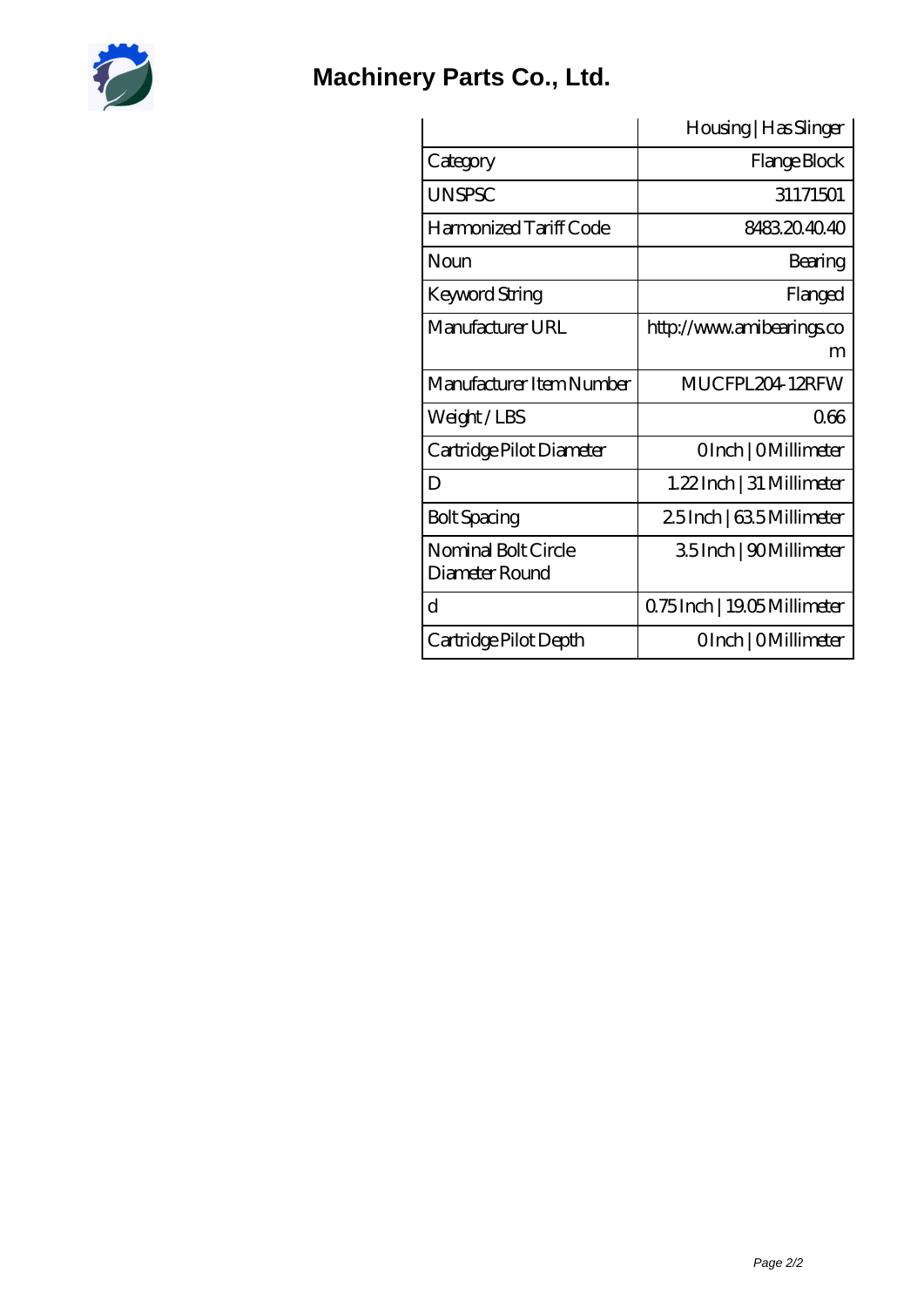| | |
|---|---|
| | Housing \| Has Slinger |
| Category | Flange Block |
| UNSPSC | 31171501 |
| Harmonized Tariff Code | 8483.20.40.40 |
| Noun | Bearing |
| Keyword String | Flanged |
| Manufacturer URL | http://www.amibearings.com |
| Manufacturer Item Number | MUCFPL204-12RFW |
| Weight / LBS | 0.66 |
| Cartridge Pilot Diameter | 0 Inch \| 0 Millimeter |
| D | 1.22 Inch \| 31 Millimeter |
| Bolt Spacing | 2.5 Inch \| 63.5 Millimeter |
| Nominal Bolt Circle Diameter Round | 3.5 Inch \| 90 Millimeter |
| d | 0.75 Inch \| 19.05 Millimeter |
| Cartridge Pilot Depth | 0 Inch \| 0 Millimeter |